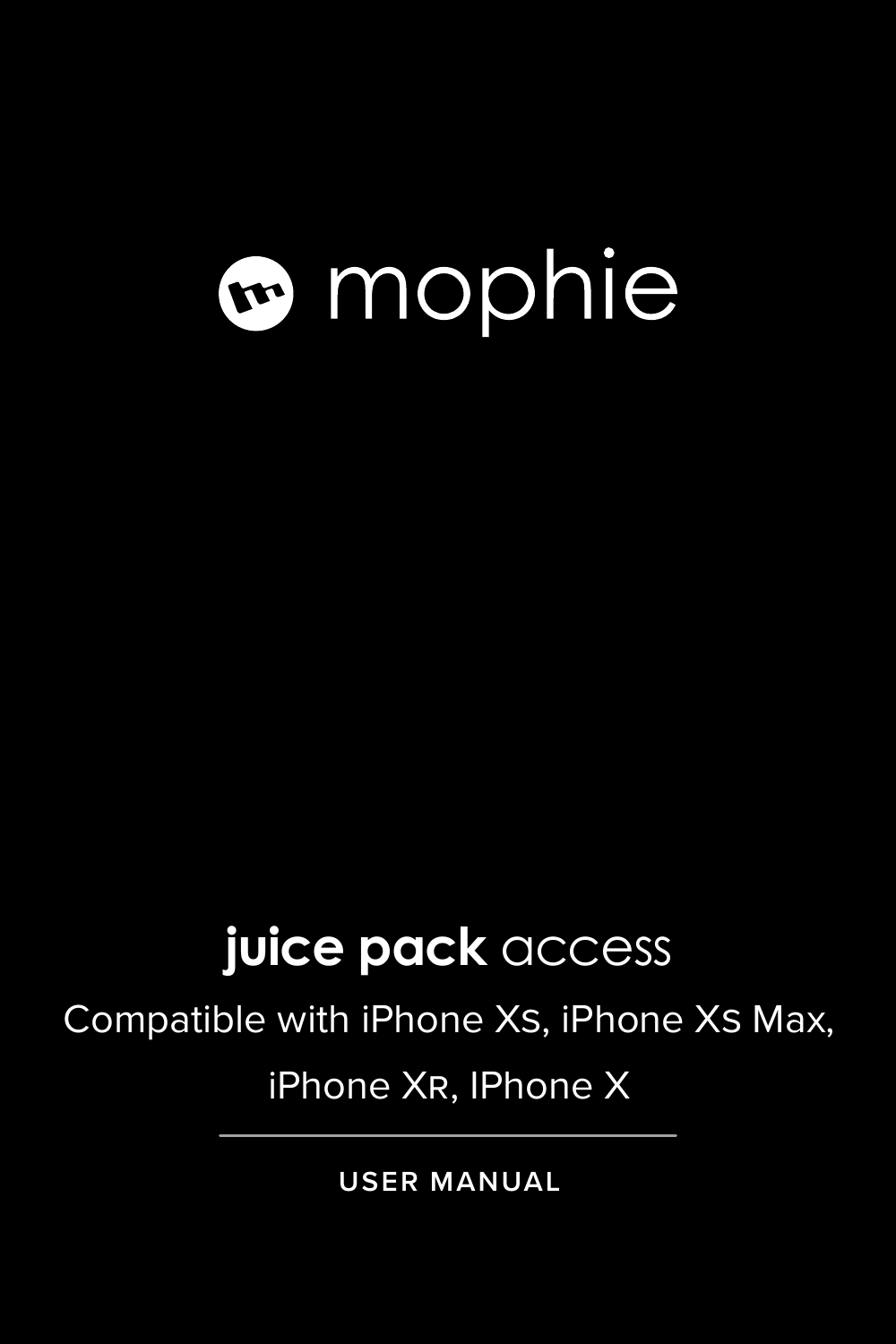mophie

# juice pack access

Compatible with iPhone XS, iPhone XS Max, iPhone XR, IPhone X

USER MANUAL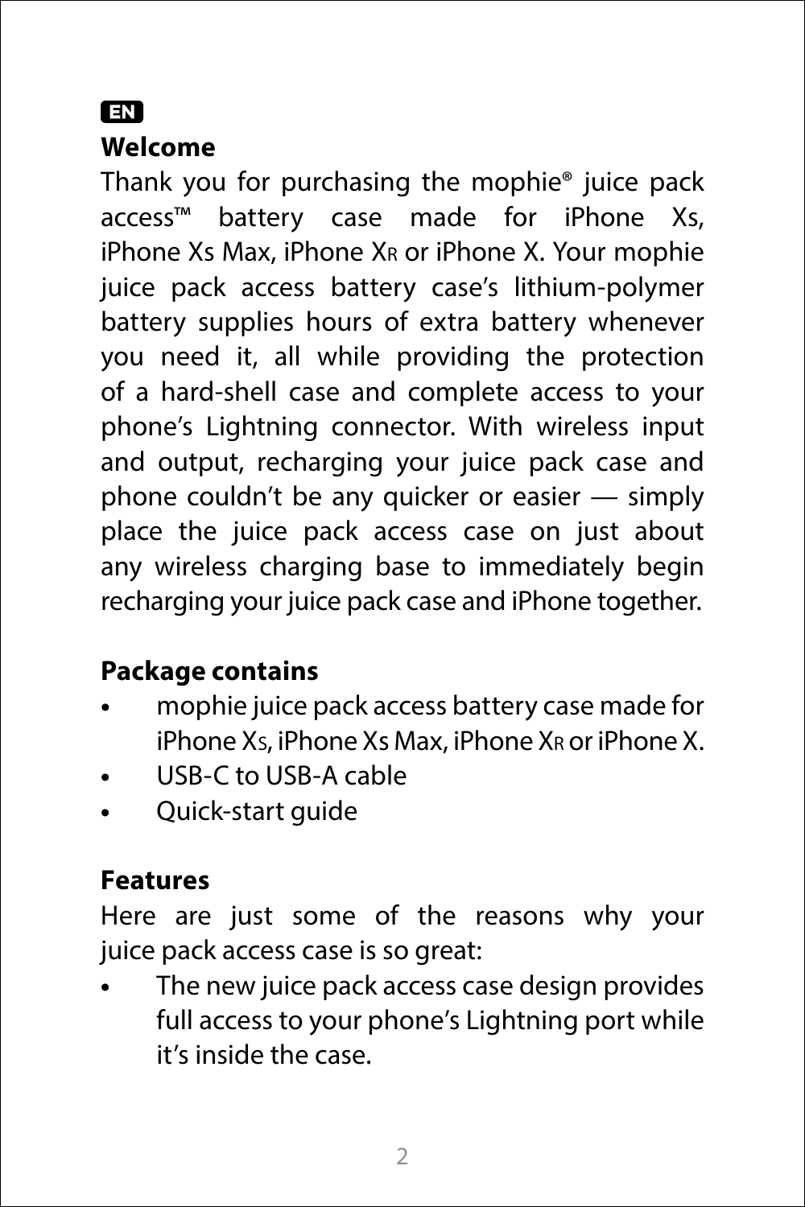EN

## Welcome

Thank you for purchasing the mophie® juice pack access™ battery case made for iPhone Xs, iPhone Xs Max, iPhone XR or iPhone X. Your mophie juice pack access battery case's lithium-polymer battery supplies hours of extra battery whenever you need it, all while providing the protection of a hard-shell case and complete access to your phone's Lightning connector. With wireless input and output, recharging your juice pack case and phone couldn't be any quicker or easier — simply place the juice pack access case on just about any wireless charging base to immediately begin recharging your juice pack case and iPhone together.

## Package contains

- mophie juice pack access battery case made for iPhone XS, iPhone Xs Max, iPhone XR or iPhone X.
- USB-C to USB-A cable
- Quick-start guide

## Features

Here are just some of the reasons why your juice pack access case is so great:

- The new juice pack access case design provides full access to your phone's Lightning port while it's inside the case.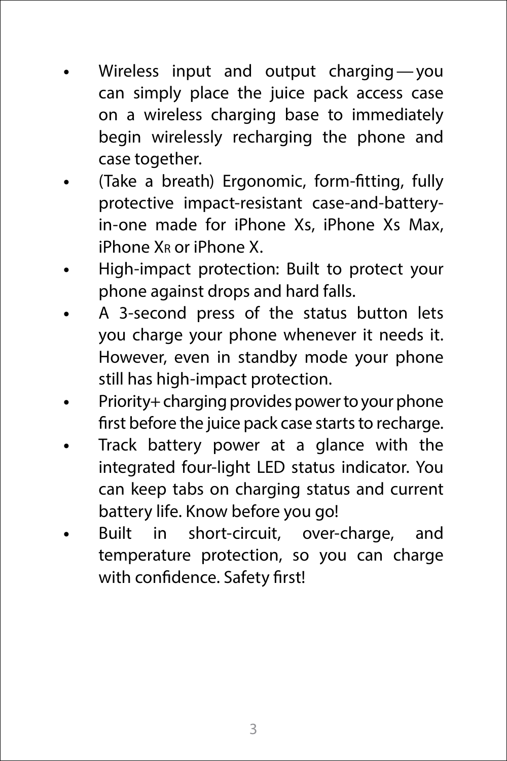- Wireless input and output charging — you can simply place the juice pack access case on a wireless charging base to immediately begin wirelessly recharging the phone and case together.
- (Take a breath) Ergonomic, form-fitting, fully protective impact-resistant case-and-battery-in-one made for iPhone Xs, iPhone Xs Max, iPhone XR or iPhone X.
- High-impact protection: Built to protect your phone against drops and hard falls.
- A 3-second press of the status button lets you charge your phone whenever it needs it. However, even in standby mode your phone still has high-impact protection.
- Priority+ charging provides power to your phone first before the juice pack case starts to recharge.
- Track battery power at a glance with the integrated four-light LED status indicator. You can keep tabs on charging status and current battery life. Know before you go!
- Built in short-circuit, over-charge, and temperature protection, so you can charge with confidence. Safety first!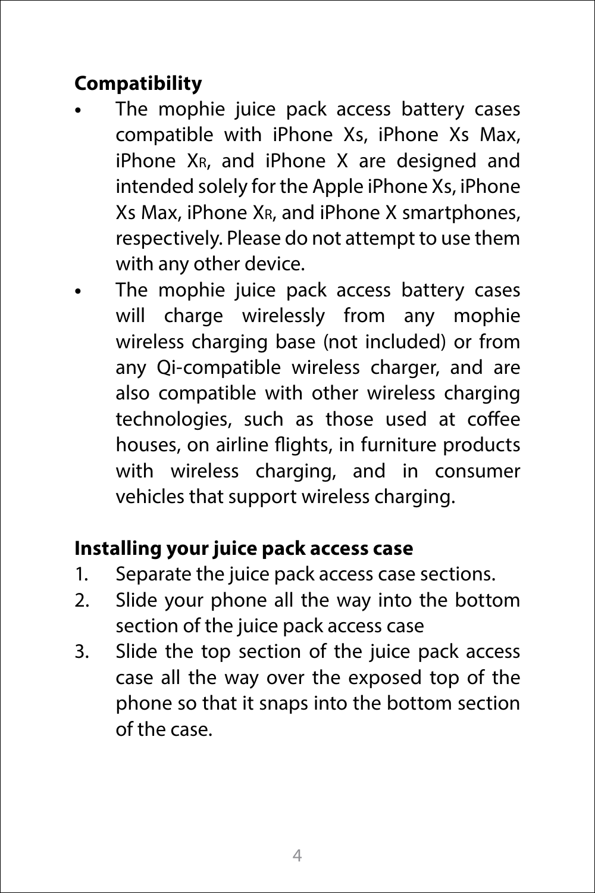## Compatibility

- The mophie juice pack access battery cases compatible with iPhone Xs, iPhone Xs Max, iPhone XR, and iPhone X are designed and intended solely for the Apple iPhone Xs, iPhone Xs Max, iPhone XR, and iPhone X smartphones, respectively. Please do not attempt to use them with any other device.
- The mophie juice pack access battery cases will charge wirelessly from any mophie wireless charging base (not included) or from any Qi-compatible wireless charger, and are also compatible with other wireless charging technologies, such as those used at coffee houses, on airline flights, in furniture products with wireless charging, and in consumer vehicles that support wireless charging.

## Installing your juice pack access case

1. Separate the juice pack access case sections.
2. Slide your phone all the way into the bottom section of the juice pack access case
3. Slide the top section of the juice pack access case all the way over the exposed top of the phone so that it snaps into the bottom section of the case.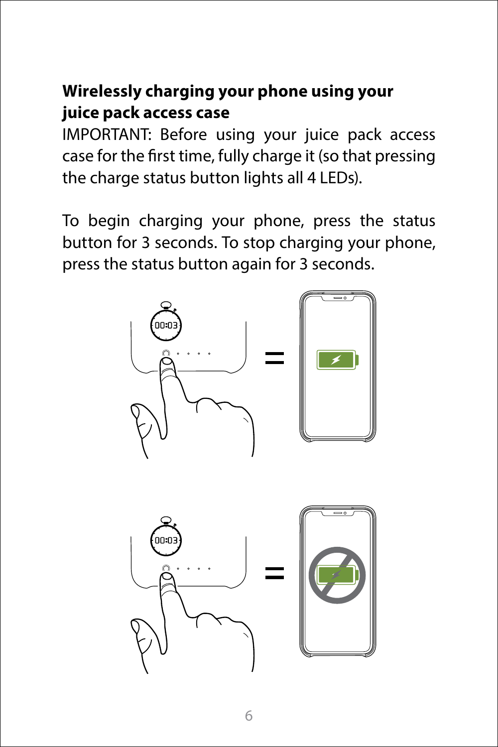**Wirelessly charging your phone using your juice pack access case**

IMPORTANT: Before using your juice pack access case for the first time, fully charge it (so that pressing the charge status button lights all 4 LEDs).

To begin charging your phone, press the status button for 3 seconds. To stop charging your phone, press the status button again for 3 seconds.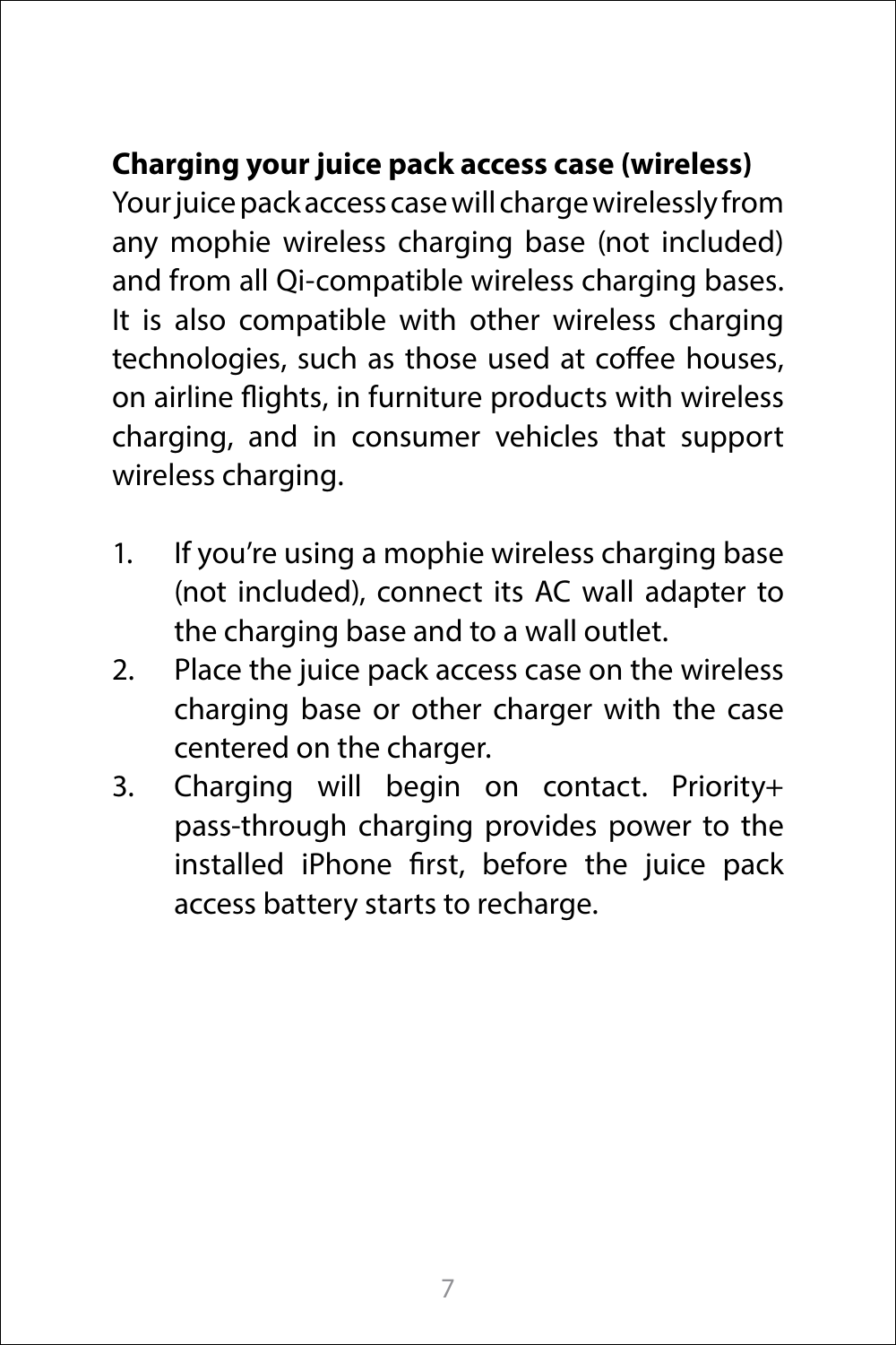**Charging your juice pack access case (wireless)**

Your juice pack access case will charge wirelessly from any mophie wireless charging base (not included) and from all Qi-compatible wireless charging bases. It is also compatible with other wireless charging technologies, such as those used at coffee houses, on airline flights, in furniture products with wireless charging, and in consumer vehicles that support wireless charging.

1. If you're using a mophie wireless charging base (not included), connect its AC wall adapter to the charging base and to a wall outlet.
2. Place the juice pack access case on the wireless charging base or other charger with the case centered on the charger.
3. Charging will begin on contact. Priority+ pass-through charging provides power to the installed iPhone first, before the juice pack access battery starts to recharge.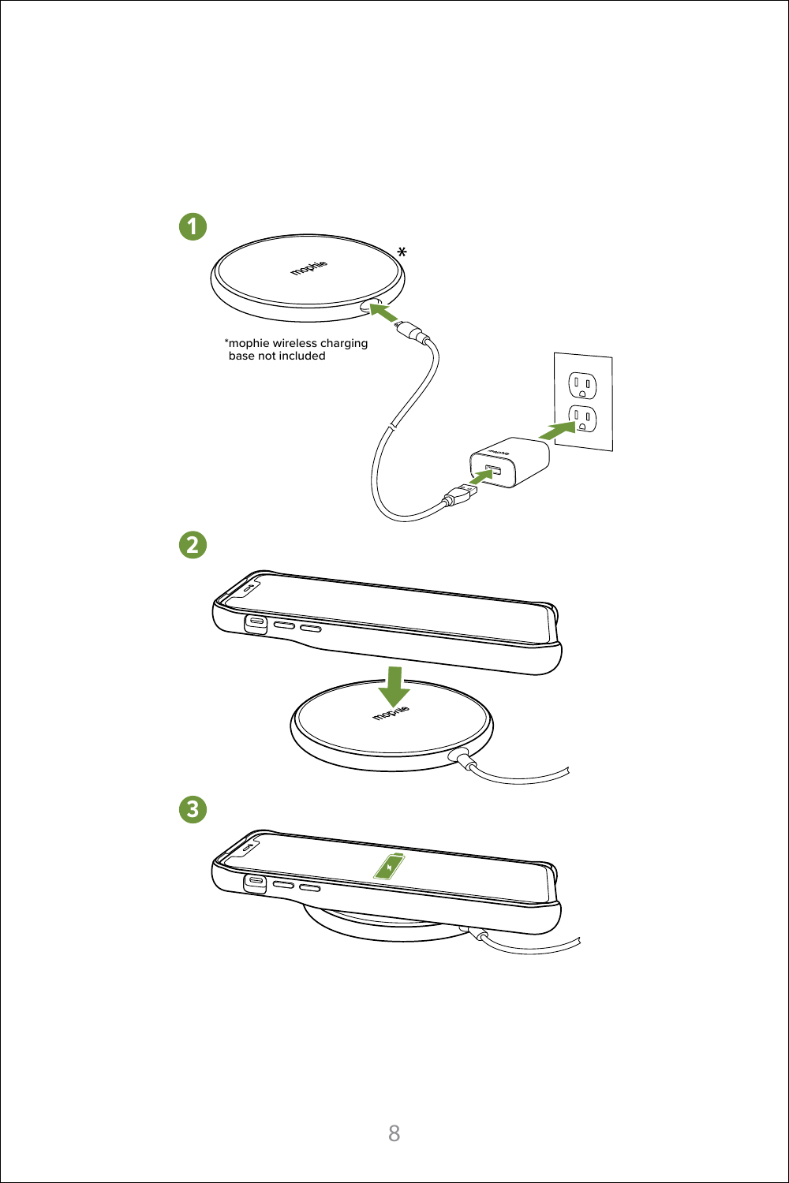1

*mophie wireless charging base not included

2

3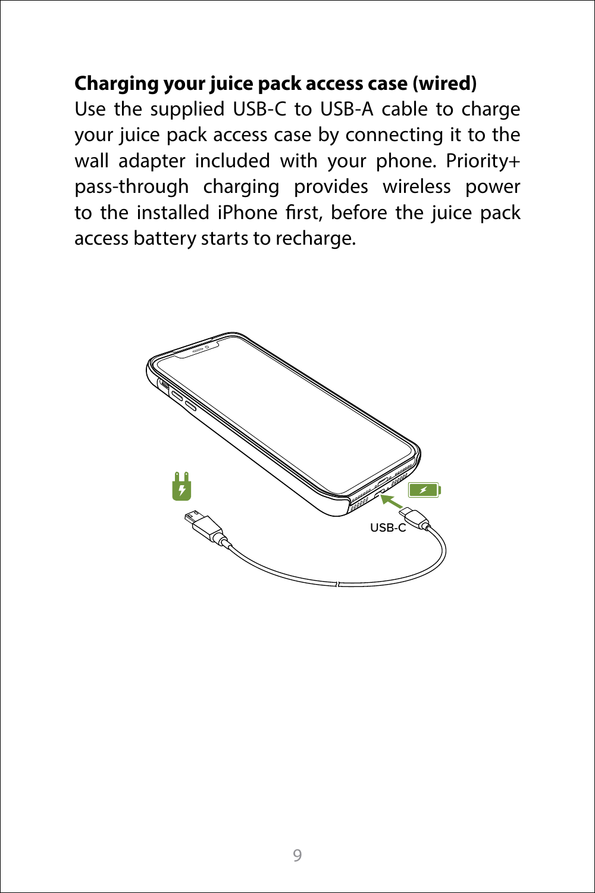**Charging your juice pack access case (wired)**

Use the supplied USB-C to USB-A cable to charge your juice pack access case by connecting it to the wall adapter included with your phone. Priority+ pass-through charging provides wireless power to the installed iPhone first, before the juice pack access battery starts to recharge.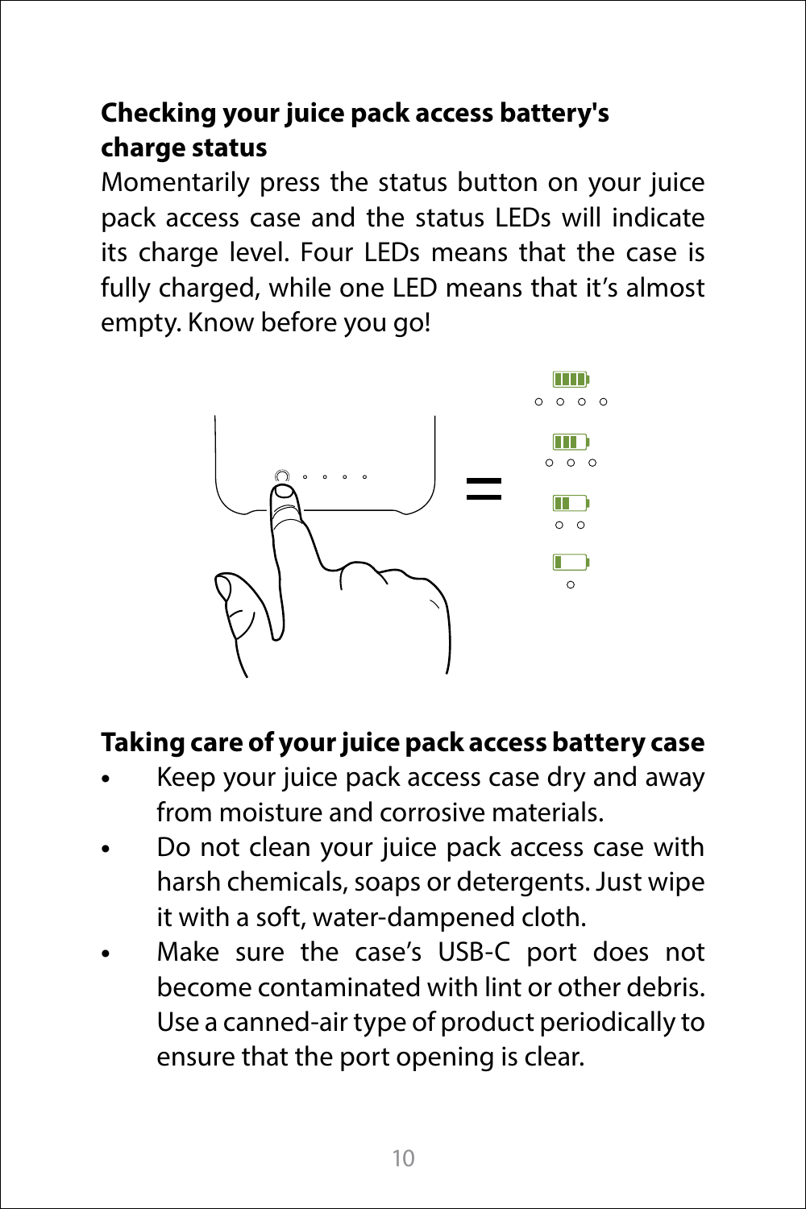## Checking your juice pack access battery's charge status

Momentarily press the status button on your juice pack access case and the status LEDs will indicate its charge level. Four LEDs means that the case is fully charged, while one LED means that it's almost empty. Know before you go!

## Taking care of your juice pack access battery case

- Keep your juice pack access case dry and away from moisture and corrosive materials.
- Do not clean your juice pack access case with harsh chemicals, soaps or detergents. Just wipe it with a soft, water-dampened cloth.
- Make sure the case's USB-C port does not become contaminated with lint or other debris. Use a canned-air type of product periodically to ensure that the port opening is clear.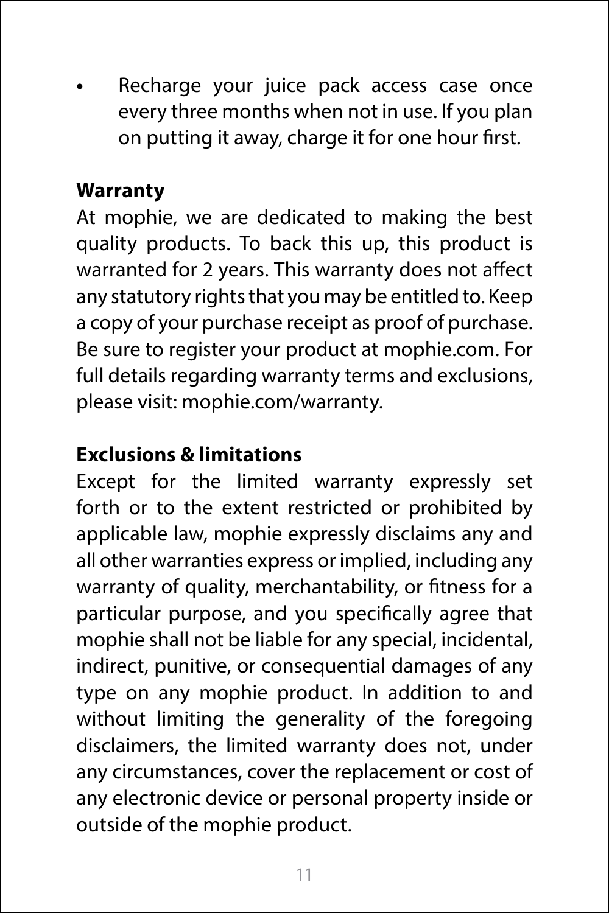- Recharge your juice pack access case once every three months when not in use. If you plan on putting it away, charge it for one hour first.

## Warranty

At mophie, we are dedicated to making the best quality products. To back this up, this product is warranted for 2 years. This warranty does not affect any statutory rights that you may be entitled to. Keep a copy of your purchase receipt as proof of purchase. Be sure to register your product at mophie.com. For full details regarding warranty terms and exclusions, please visit: mophie.com/warranty.

## Exclusions & limitations

Except for the limited warranty expressly set forth or to the extent restricted or prohibited by applicable law, mophie expressly disclaims any and all other warranties express or implied, including any warranty of quality, merchantability, or fitness for a particular purpose, and you specifically agree that mophie shall not be liable for any special, incidental, indirect, punitive, or consequential damages of any type on any mophie product. In addition to and without limiting the generality of the foregoing disclaimers, the limited warranty does not, under any circumstances, cover the replacement or cost of any electronic device or personal property inside or outside of the mophie product.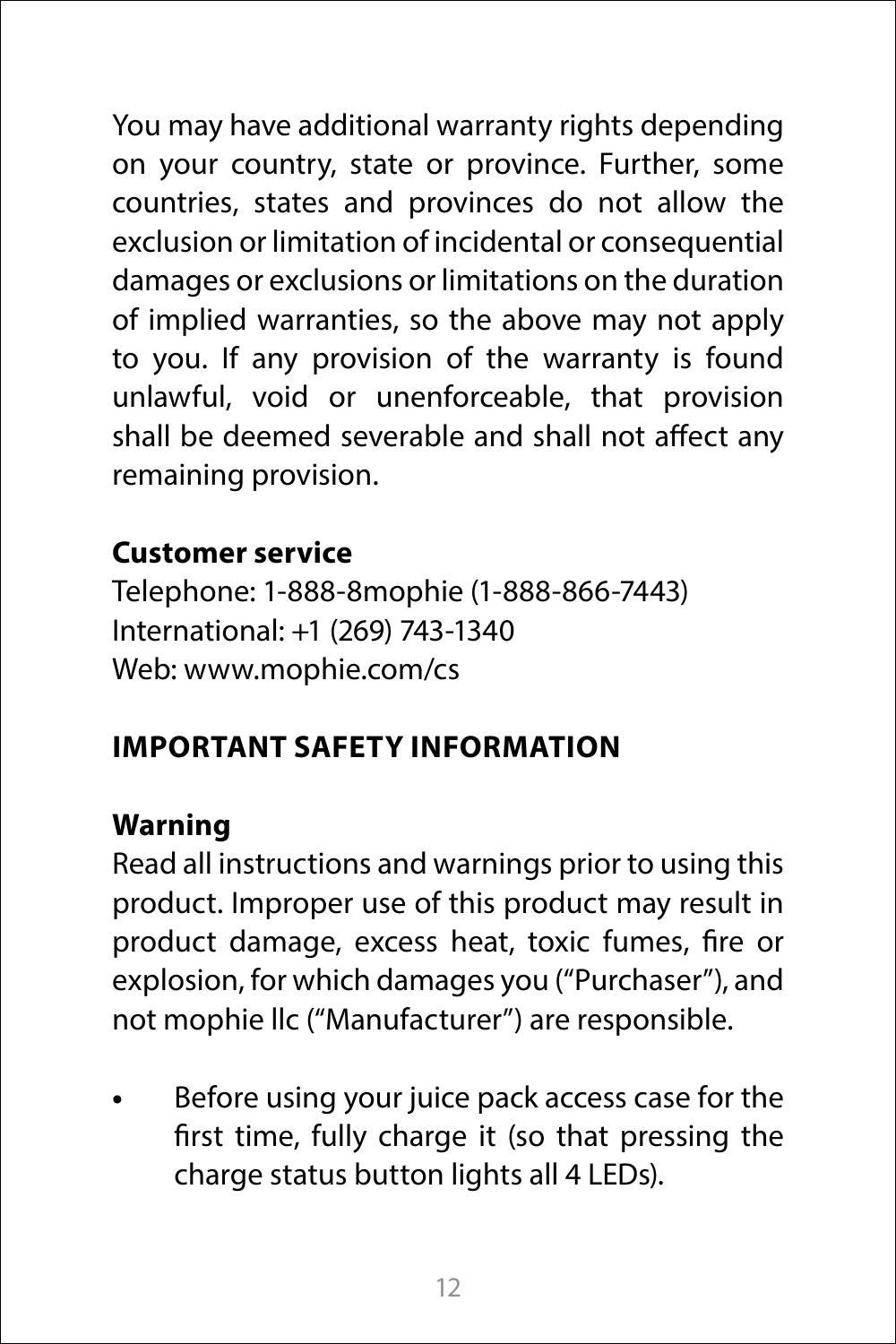You may have additional warranty rights depending on your country, state or province. Further, some countries, states and provinces do not allow the exclusion or limitation of incidental or consequential damages or exclusions or limitations on the duration of implied warranties, so the above may not apply to you. If any provision of the warranty is found unlawful, void or unenforceable, that provision shall be deemed severable and shall not affect any remaining provision.

**Customer service**

Telephone: 1-888-8mophie (1-888-866-7443)
International: +1 (269) 743-1340
Web: www.mophie.com/cs

## IMPORTANT SAFETY INFORMATION

**Warning**

Read all instructions and warnings prior to using this product. Improper use of this product may result in product damage, excess heat, toxic fumes, fire or explosion, for which damages you (“Purchaser”), and not mophie llc (“Manufacturer”) are responsible.

- Before using your juice pack access case for the first time, fully charge it (so that pressing the charge status button lights all 4 LEDs).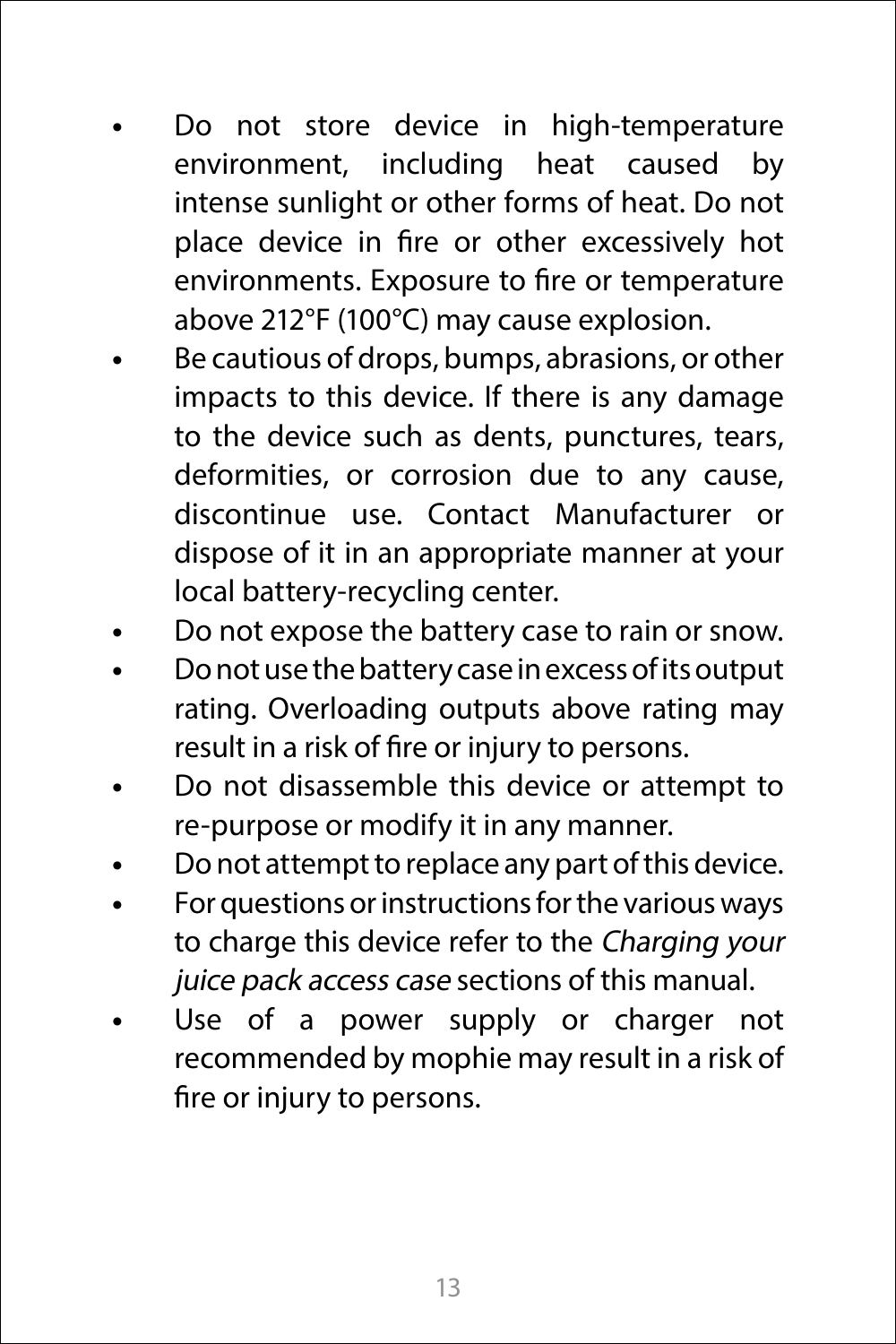- Do not store device in high-temperature environment, including heat caused by intense sunlight or other forms of heat. Do not place device in fire or other excessively hot environments. Exposure to fire or temperature above 212°F (100°C) may cause explosion.
- Be cautious of drops, bumps, abrasions, or other impacts to this device. If there is any damage to the device such as dents, punctures, tears, deformities, or corrosion due to any cause, discontinue use. Contact Manufacturer or dispose of it in an appropriate manner at your local battery-recycling center.
- Do not expose the battery case to rain or snow.
- Do not use the battery case in excess of its output rating. Overloading outputs above rating may result in a risk of fire or injury to persons.
- Do not disassemble this device or attempt to re-purpose or modify it in any manner.
- Do not attempt to replace any part of this device.
- For questions or instructions for the various ways to charge this device refer to the *Charging your juice pack access case* sections of this manual.
- Use of a power supply or charger not recommended by mophie may result in a risk of fire or injury to persons.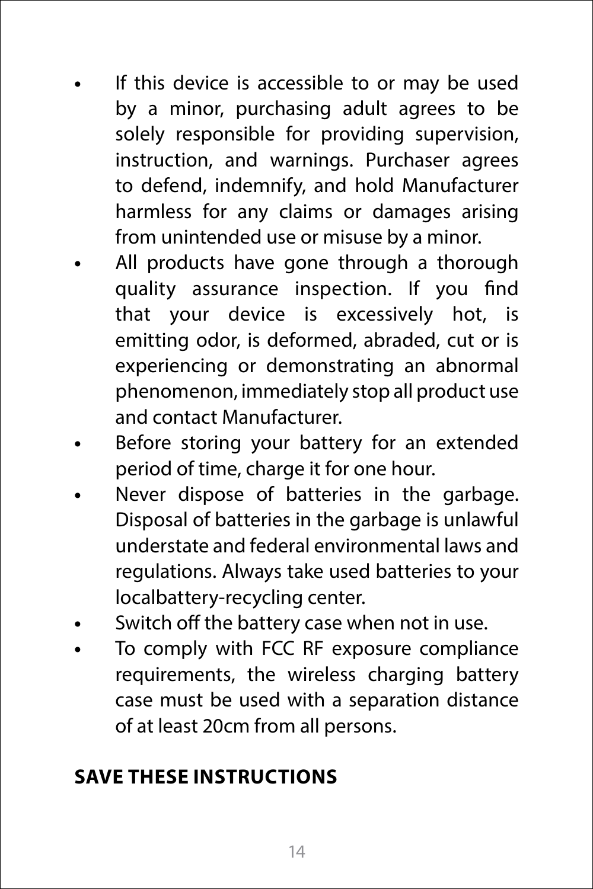- If this device is accessible to or may be used by a minor, purchasing adult agrees to be solely responsible for providing supervision, instruction, and warnings. Purchaser agrees to defend, indemnify, and hold Manufacturer harmless for any claims or damages arising from unintended use or misuse by a minor.
- All products have gone through a thorough quality assurance inspection. If you find that your device is excessively hot, is emitting odor, is deformed, abraded, cut or is experiencing or demonstrating an abnormal phenomenon, immediately stop all product use and contact Manufacturer.
- Before storing your battery for an extended period of time, charge it for one hour.
- Never dispose of batteries in the garbage. Disposal of batteries in the garbage is unlawful understate and federal environmental laws and regulations. Always take used batteries to your localbattery-recycling center.
- Switch off the battery case when not in use.
- To comply with FCC RF exposure compliance requirements, the wireless charging battery case must be used with a separation distance of at least 20cm from all persons.

**SAVE THESE INSTRUCTIONS**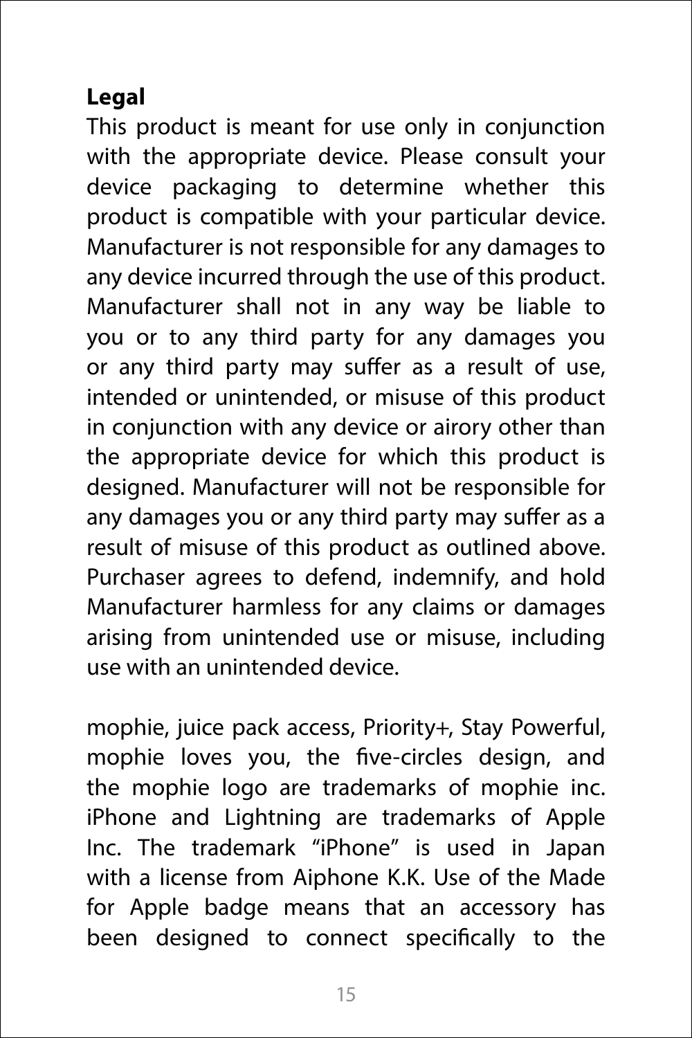**Legal**

This product is meant for use only in conjunction with the appropriate device. Please consult your device packaging to determine whether this product is compatible with your particular device. Manufacturer is not responsible for any damages to any device incurred through the use of this product. Manufacturer shall not in any way be liable to you or to any third party for any damages you or any third party may suffer as a result of use, intended or unintended, or misuse of this product in conjunction with any device or airory other than the appropriate device for which this product is designed. Manufacturer will not be responsible for any damages you or any third party may suffer as a result of misuse of this product as outlined above. Purchaser agrees to defend, indemnify, and hold Manufacturer harmless for any claims or damages arising from unintended use or misuse, including use with an unintended device.

mophie, juice pack access, Priority+, Stay Powerful, mophie loves you, the five-circles design, and the mophie logo are trademarks of mophie inc. iPhone and Lightning are trademarks of Apple Inc. The trademark "iPhone" is used in Japan with a license from Aiphone K.K. Use of the Made for Apple badge means that an accessory has been designed to connect specifically to the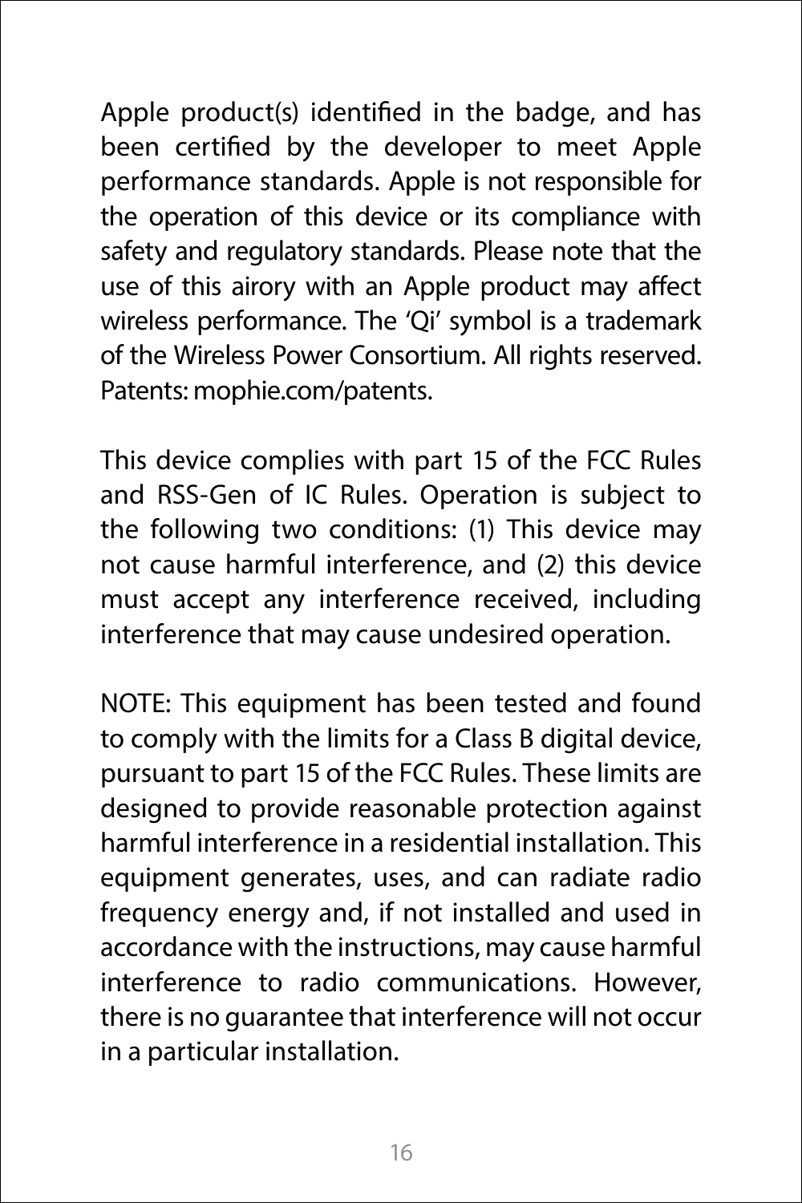Apple product(s) identified in the badge, and has been certified by the developer to meet Apple performance standards. Apple is not responsible for the operation of this device or its compliance with safety and regulatory standards. Please note that the use of this airory with an Apple product may affect wireless performance. The 'Qi' symbol is a trademark of the Wireless Power Consortium. All rights reserved. Patents: mophie.com/patents.

This device complies with part 15 of the FCC Rules and RSS-Gen of IC Rules. Operation is subject to the following two conditions: (1) This device may not cause harmful interference, and (2) this device must accept any interference received, including interference that may cause undesired operation.

NOTE: This equipment has been tested and found to comply with the limits for a Class B digital device, pursuant to part 15 of the FCC Rules. These limits are designed to provide reasonable protection against harmful interference in a residential installation. This equipment generates, uses, and can radiate radio frequency energy and, if not installed and used in accordance with the instructions, may cause harmful interference to radio communications. However, there is no guarantee that interference will not occur in a particular installation.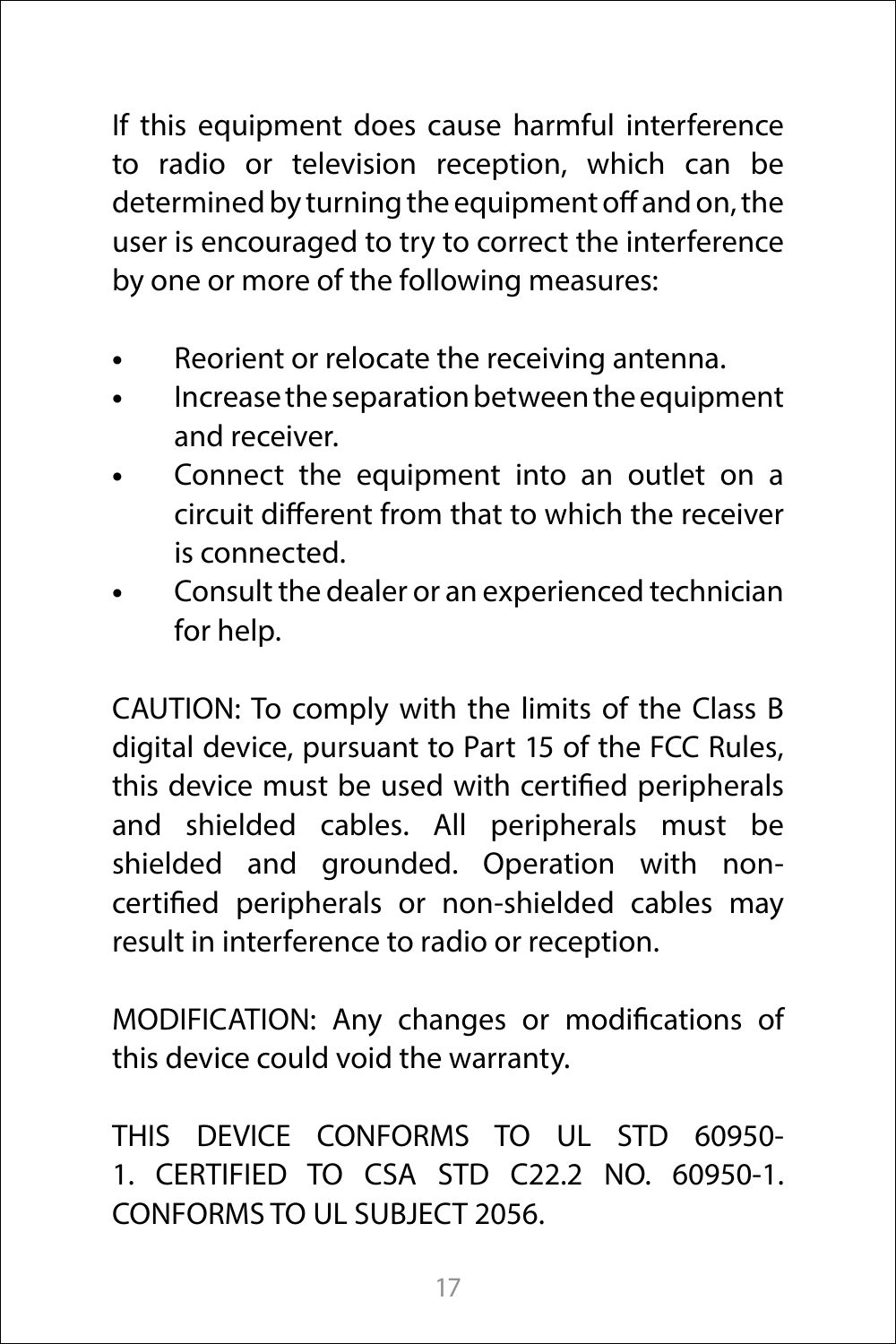If this equipment does cause harmful interference to radio or television reception, which can be determined by turning the equipment off and on, the user is encouraged to try to correct the interference by one or more of the following measures:

- Reorient or relocate the receiving antenna.
- Increase the separation between the equipment and receiver.
- Connect the equipment into an outlet on a circuit different from that to which the receiver is connected.
- Consult the dealer or an experienced technician for help.

CAUTION: To comply with the limits of the Class B digital device, pursuant to Part 15 of the FCC Rules, this device must be used with certified peripherals and shielded cables. All peripherals must be shielded and grounded. Operation with non-certified peripherals or non-shielded cables may result in interference to radio or reception.

MODIFICATION: Any changes or modifications of this device could void the warranty.

THIS DEVICE CONFORMS TO UL STD 60950-1. CERTIFIED TO CSA STD C22.2 NO. 60950-1. CONFORMS TO UL SUBJECT 2056.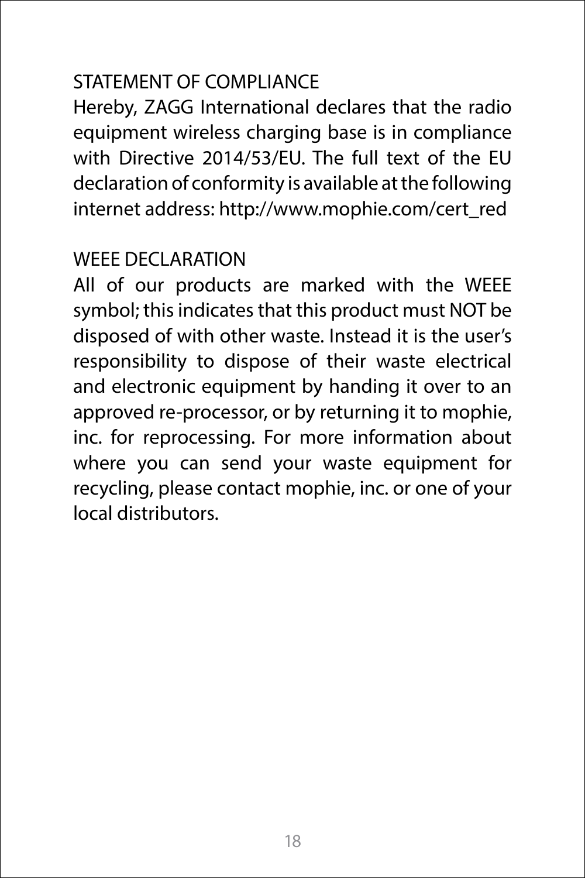## STATEMENT OF COMPLIANCE

Hereby, ZAGG International declares that the radio equipment wireless charging base is in compliance with Directive 2014/53/EU. The full text of the EU declaration of conformity is available at the following internet address: http://www.mophie.com/cert_red

## WEEE DECLARATION

All of our products are marked with the WEEE symbol; this indicates that this product must NOT be disposed of with other waste. Instead it is the user's responsibility to dispose of their waste electrical and electronic equipment by handing it over to an approved re-processor, or by returning it to mophie, inc. for reprocessing. For more information about where you can send your waste equipment for recycling, please contact mophie, inc. or one of your local distributors.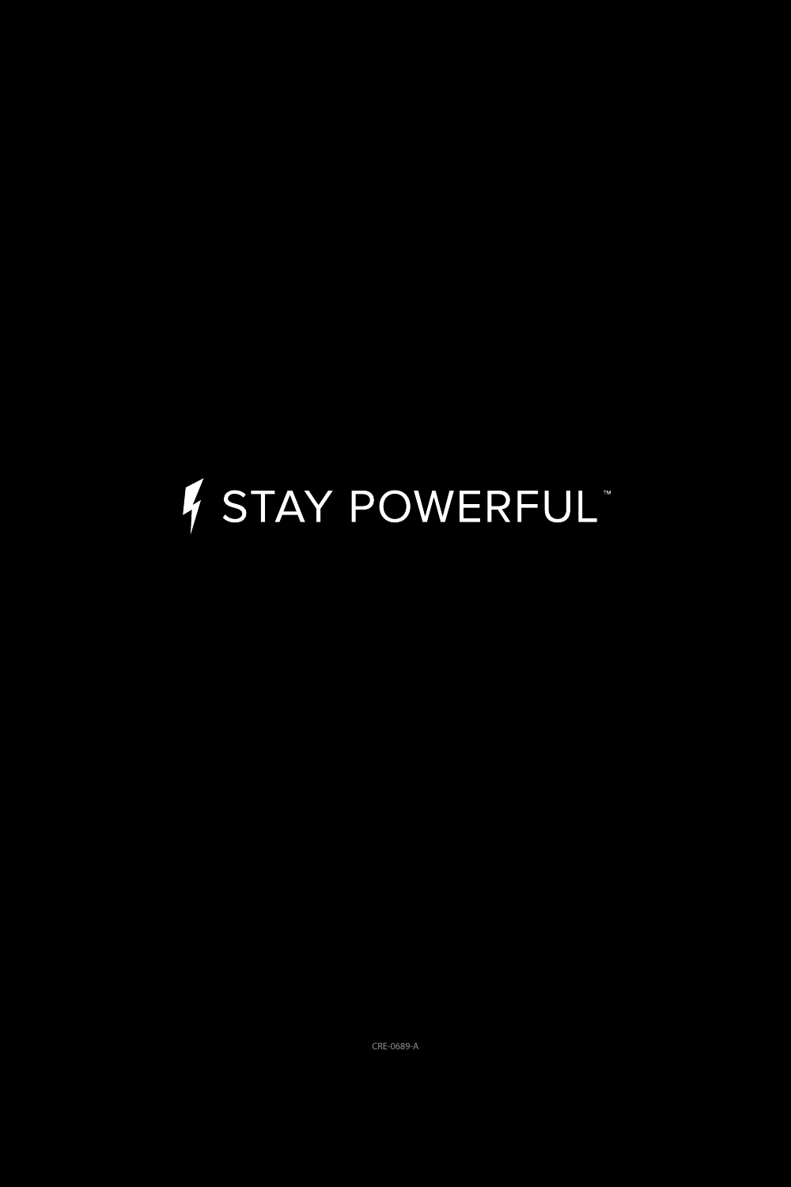STAY POWERFUL™

CRE-0689-A